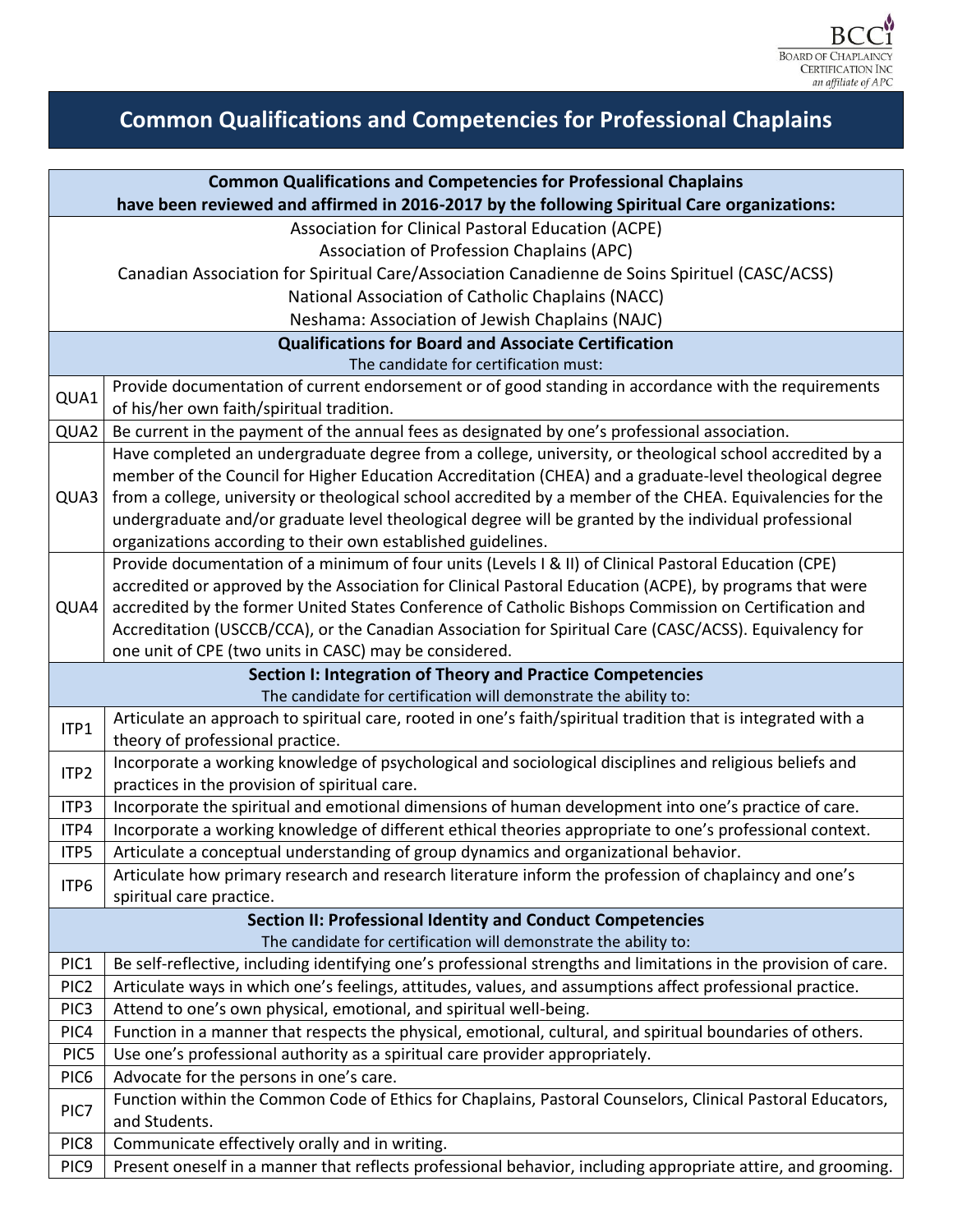BCCi
BOARD OF CHAPLAINCY CERTIFICATION INC
*an affiliate of APC*

# Common Qualifications and Competencies for Professional Chaplains

| | |
|---|---|
| **Common Qualifications and Competencies for Professional Chaplains have been reviewed and affirmed in 2016-2017 by the following Spiritual Care organizations:** | |
| Association for Clinical Pastoral Education (ACPE)<br>Association of Profession Chaplains (APC)<br>Canadian Association for Spiritual Care/Association Canadienne de Soins Spirituel (CASC/ACSS)<br>National Association of Catholic Chaplains (NACC)<br>Neshama: Association of Jewish Chaplains (NAJC) | |
| **Qualifications for Board and Associate Certification**<br>The candidate for certification must: | |
| QUA1 | Provide documentation of current endorsement or of good standing in accordance with the requirements of his/her own faith/spiritual tradition. |
| QUA2 | Be current in the payment of the annual fees as designated by one's professional association. |
| QUA3 | Have completed an undergraduate degree from a college, university, or theological school accredited by a member of the Council for Higher Education Accreditation (CHEA) and a graduate-level theological degree from a college, university or theological school accredited by a member of the CHEA. Equivalencies for the undergraduate and/or graduate level theological degree will be granted by the individual professional organizations according to their own established guidelines. |
| QUA4 | Provide documentation of a minimum of four units (Levels I & II) of Clinical Pastoral Education (CPE) accredited or approved by the Association for Clinical Pastoral Education (ACPE), by programs that were accredited by the former United States Conference of Catholic Bishops Commission on Certification and Accreditation (USCCB/CCA), or the Canadian Association for Spiritual Care (CASC/ACSS). Equivalency for one unit of CPE (two units in CASC) may be considered. |
| **Section I: Integration of Theory and Practice Competencies**<br>The candidate for certification will demonstrate the ability to: | |
| ITP1 | Articulate an approach to spiritual care, rooted in one's faith/spiritual tradition that is integrated with a theory of professional practice. |
| ITP2 | Incorporate a working knowledge of psychological and sociological disciplines and religious beliefs and practices in the provision of spiritual care. |
| ITP3 | Incorporate the spiritual and emotional dimensions of human development into one's practice of care. |
| ITP4 | Incorporate a working knowledge of different ethical theories appropriate to one's professional context. |
| ITP5 | Articulate a conceptual understanding of group dynamics and organizational behavior. |
| ITP6 | Articulate how primary research and research literature inform the profession of chaplaincy and one's spiritual care practice. |
| **Section II: Professional Identity and Conduct Competencies**<br>The candidate for certification will demonstrate the ability to: | |
| PIC1 | Be self-reflective, including identifying one's professional strengths and limitations in the provision of care. |
| PIC2 | Articulate ways in which one's feelings, attitudes, values, and assumptions affect professional practice. |
| PIC3 | Attend to one's own physical, emotional, and spiritual well-being. |
| PIC4 | Function in a manner that respects the physical, emotional, cultural, and spiritual boundaries of others. |
| PIC5 | Use one's professional authority as a spiritual care provider appropriately. |
| PIC6 | Advocate for the persons in one's care. |
| PIC7 | Function within the Common Code of Ethics for Chaplains, Pastoral Counselors, Clinical Pastoral Educators, and Students. |
| PIC8 | Communicate effectively orally and in writing. |
| PIC9 | Present oneself in a manner that reflects professional behavior, including appropriate attire, and grooming. |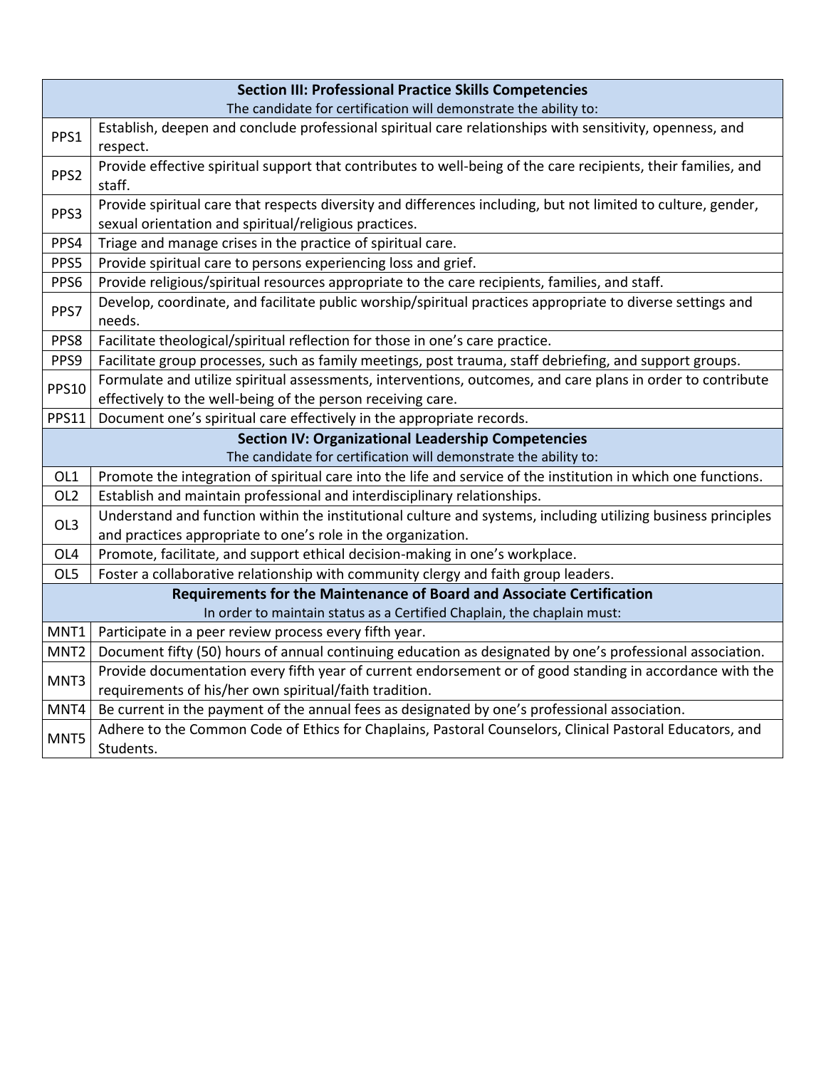| | |
|---|---|
| **Section III: Professional Practice Skills Competencies**<br>The candidate for certification will demonstrate the ability to: | |
| PPS1 | Establish, deepen and conclude professional spiritual care relationships with sensitivity, openness, and respect. |
| PPS2 | Provide effective spiritual support that contributes to well-being of the care recipients, their families, and staff. |
| PPS3 | Provide spiritual care that respects diversity and differences including, but not limited to culture, gender, sexual orientation and spiritual/religious practices. |
| PPS4 | Triage and manage crises in the practice of spiritual care. |
| PPS5 | Provide spiritual care to persons experiencing loss and grief. |
| PPS6 | Provide religious/spiritual resources appropriate to the care recipients, families, and staff. |
| PPS7 | Develop, coordinate, and facilitate public worship/spiritual practices appropriate to diverse settings and needs. |
| PPS8 | Facilitate theological/spiritual reflection for those in one's care practice. |
| PPS9 | Facilitate group processes, such as family meetings, post trauma, staff debriefing, and support groups. |
| PPS10 | Formulate and utilize spiritual assessments, interventions, outcomes, and care plans in order to contribute effectively to the well-being of the person receiving care. |
| PPS11 | Document one's spiritual care effectively in the appropriate records. |
| **Section IV: Organizational Leadership Competencies**<br>The candidate for certification will demonstrate the ability to: | |
| OL1 | Promote the integration of spiritual care into the life and service of the institution in which one functions. |
| OL2 | Establish and maintain professional and interdisciplinary relationships. |
| OL3 | Understand and function within the institutional culture and systems, including utilizing business principles and practices appropriate to one's role in the organization. |
| OL4 | Promote, facilitate, and support ethical decision-making in one's workplace. |
| OL5 | Foster a collaborative relationship with community clergy and faith group leaders. |
| **Requirements for the Maintenance of Board and Associate Certification**<br>In order to maintain status as a Certified Chaplain, the chaplain must: | |
| MNT1 | Participate in a peer review process every fifth year. |
| MNT2 | Document fifty (50) hours of annual continuing education as designated by one's professional association. |
| MNT3 | Provide documentation every fifth year of current endorsement or of good standing in accordance with the requirements of his/her own spiritual/faith tradition. |
| MNT4 | Be current in the payment of the annual fees as designated by one's professional association. |
| MNT5 | Adhere to the Common Code of Ethics for Chaplains, Pastoral Counselors, Clinical Pastoral Educators, and Students. |